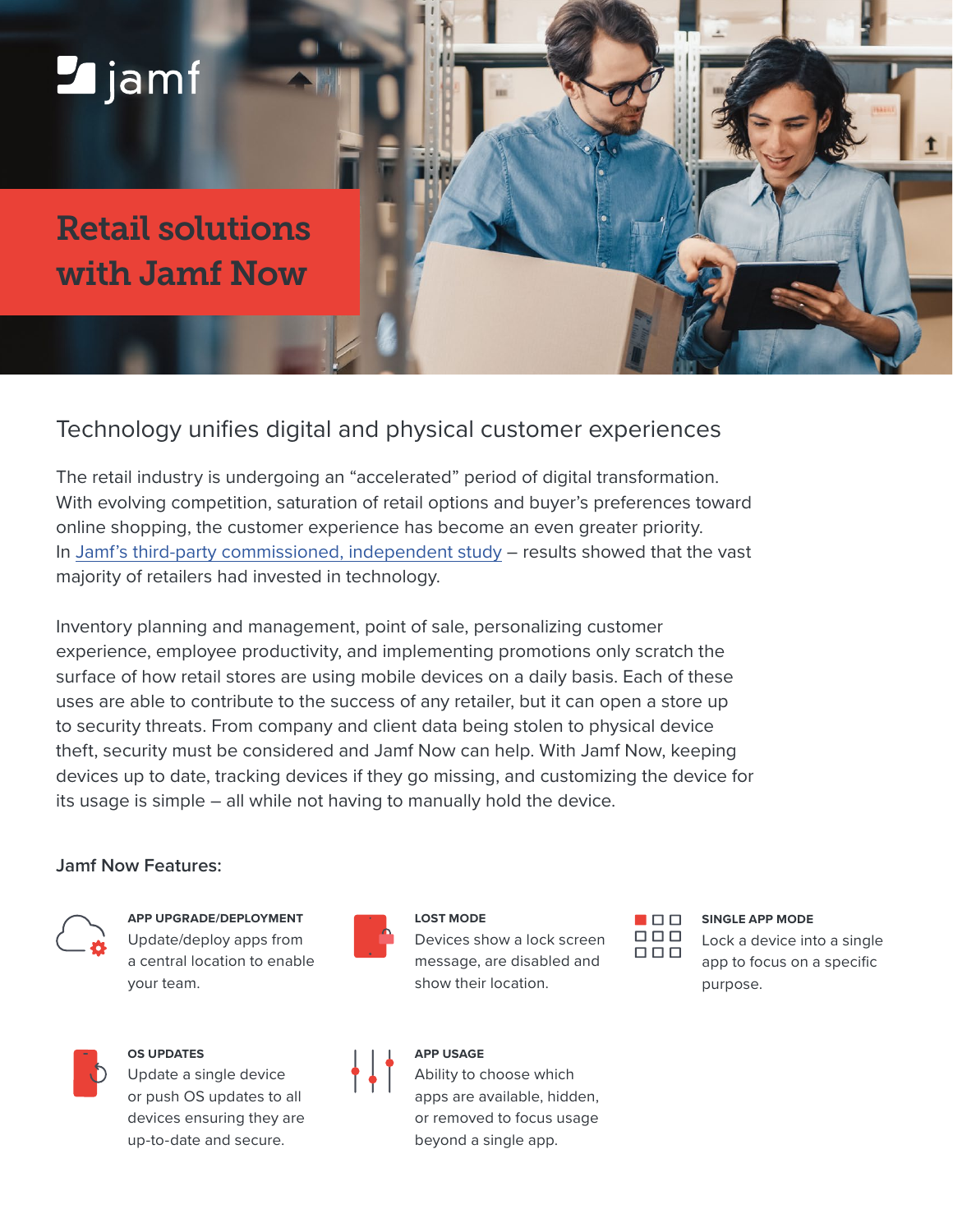jamf

# Retail solutions with Jamf Now

## Technology unifies digital and physical customer experiences

The retail industry is undergoing an "accelerated" period of digital transformation. With evolving competition, saturation of retail options and buyer's preferences toward online shopping, the customer experience has become an even greater priority. In Jamf's third-party commissioned, independent study – results showed that the vast majority of retailers had invested in technology.

Inventory planning and management, point of sale, personalizing customer experience, employee productivity, and implementing promotions only scratch the surface of how retail stores are using mobile devices on a daily basis. Each of these uses are able to contribute to the success of any retailer, but it can open a store up to security threats. From company and client data being stolen to physical device theft, security must be considered and Jamf Now can help. With Jamf Now, keeping devices up to date, tracking devices if they go missing, and customizing the device for its usage is simple – all while not having to manually hold the device.

### Jamf Now Features:

**APP UPGRADE/DEPLOYMENT**
Update/deploy apps from a central location to enable your team.

**LOST MODE**
Devices show a lock screen message, are disabled and show their location.

**SINGLE APP MODE**
Lock a device into a single app to focus on a specific purpose.

**OS UPDATES**
Update a single device or push OS updates to all devices ensuring they are up-to-date and secure.

**APP USAGE**
Ability to choose which apps are available, hidden, or removed to focus usage beyond a single app.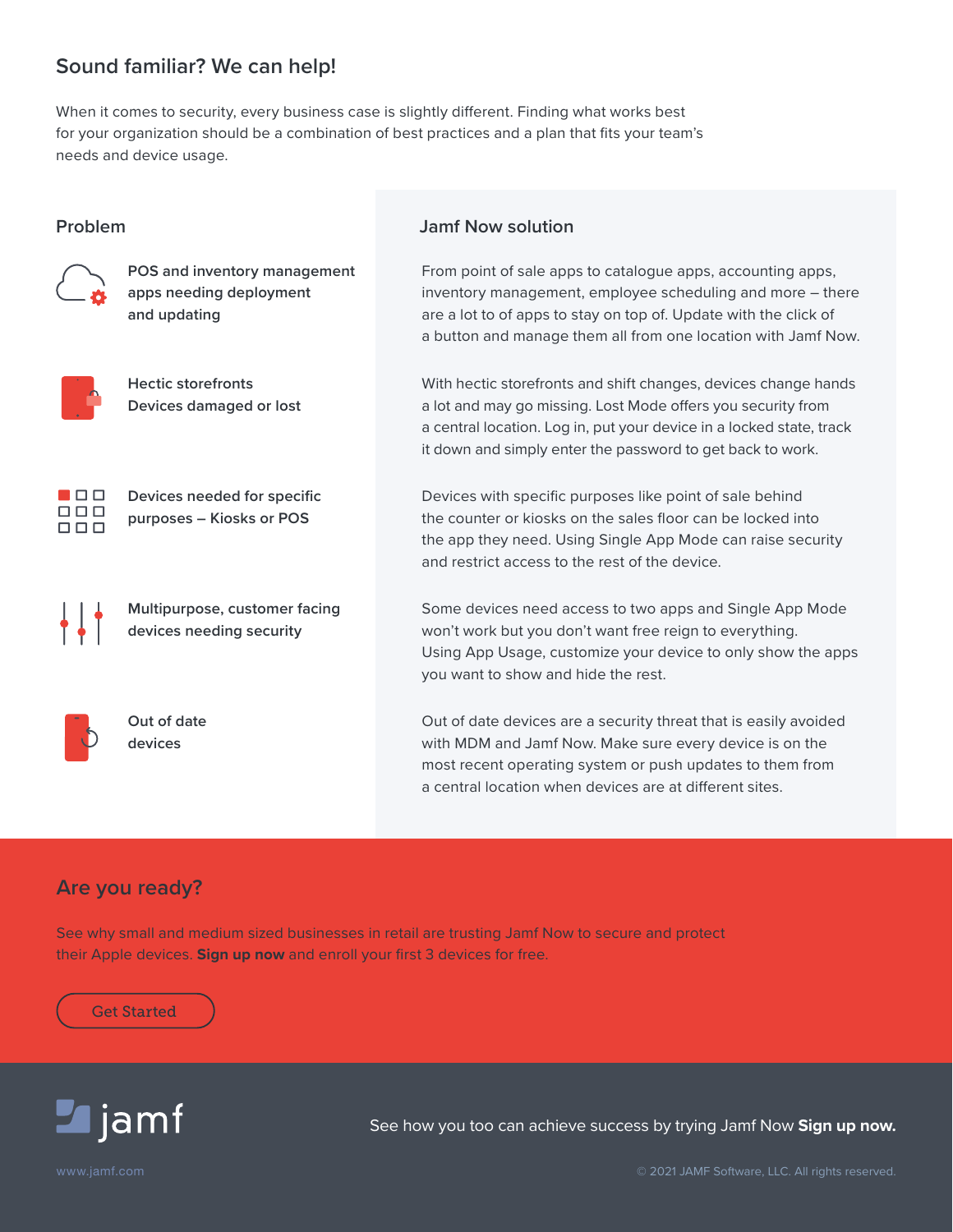## Sound familiar? We can help!

When it comes to security, every business case is slightly different. Finding what works best for your organization should be a combination of best practices and a plan that fits your team's needs and device usage.

| Problem | Jamf Now solution |
| --- | --- |
| POS and inventory management apps needing deployment and updating | From point of sale apps to catalogue apps, accounting apps, inventory management, employee scheduling and more – there are a lot to of apps to stay on top of. Update with the click of a button and manage them all from one location with Jamf Now. |
| Hectic storefronts Devices damaged or lost | With hectic storefronts and shift changes, devices change hands a lot and may go missing. Lost Mode offers you security from a central location. Log in, put your device in a locked state, track it down and simply enter the password to get back to work. |
| Devices needed for specific purposes – Kiosks or POS | Devices with specific purposes like point of sale behind the counter or kiosks on the sales floor can be locked into the app they need. Using Single App Mode can raise security and restrict access to the rest of the device. |
| Multipurpose, customer facing devices needing security | Some devices need access to two apps and Single App Mode won't work but you don't want free reign to everything. Using App Usage, customize your device to only show the apps you want to show and hide the rest. |
| Out of date devices | Out of date devices are a security threat that is easily avoided with MDM and Jamf Now. Make sure every device is on the most recent operating system or push updates to them from a central location when devices are at different sites. |

## Are you ready?

See why small and medium sized businesses in retail are trusting Jamf Now to secure and protect their Apple devices. **Sign up now** and enroll your first 3 devices for free.

Get Started

jamf

See how you too can achieve success by trying Jamf Now **Sign up now.**

www.jamf.com

© 2021 JAMF Software, LLC. All rights reserved.